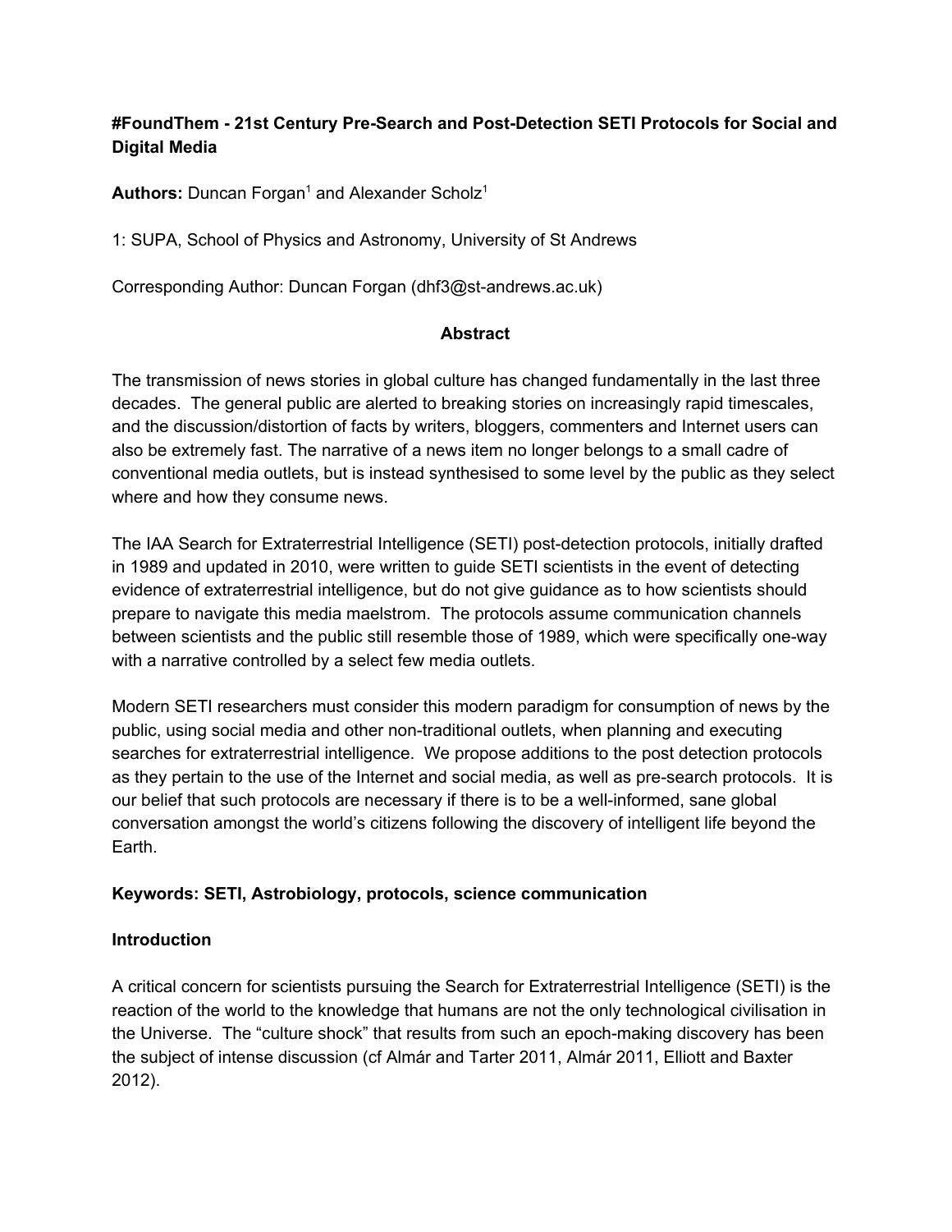**#FoundThem - 21st Century Pre-Search and Post-Detection SETI Protocols for Social and Digital Media**

**Authors:** Duncan Forgan[1] and Alexander Scholz[1]

1: SUPA, School of Physics and Astronomy, University of St Andrews

Corresponding Author: Duncan Forgan (dhf3@st-andrews.ac.uk)

## Abstract

The transmission of news stories in global culture has changed fundamentally in the last three decades. The general public are alerted to breaking stories on increasingly rapid timescales, and the discussion/distortion of facts by writers, bloggers, commenters and Internet users can also be extremely fast. The narrative of a news item no longer belongs to a small cadre of conventional media outlets, but is instead synthesised to some level by the public as they select where and how they consume news.

The IAA Search for Extraterrestrial Intelligence (SETI) post-detection protocols, initially drafted in 1989 and updated in 2010, were written to guide SETI scientists in the event of detecting evidence of extraterrestrial intelligence, but do not give guidance as to how scientists should prepare to navigate this media maelstrom. The protocols assume communication channels between scientists and the public still resemble those of 1989, which were specifically one-way with a narrative controlled by a select few media outlets.

Modern SETI researchers must consider this modern paradigm for consumption of news by the public, using social media and other non-traditional outlets, when planning and executing searches for extraterrestrial intelligence. We propose additions to the post detection protocols as they pertain to the use of the Internet and social media, as well as pre-search protocols. It is our belief that such protocols are necessary if there is to be a well-informed, sane global conversation amongst the world's citizens following the discovery of intelligent life beyond the Earth.

**Keywords: SETI, Astrobiology, protocols, science communication**

## Introduction

A critical concern for scientists pursuing the Search for Extraterrestrial Intelligence (SETI) is the reaction of the world to the knowledge that humans are not the only technological civilisation in the Universe. The "culture shock" that results from such an epoch-making discovery has been the subject of intense discussion (cf Almár and Tarter 2011, Almár 2011, Elliott and Baxter 2012).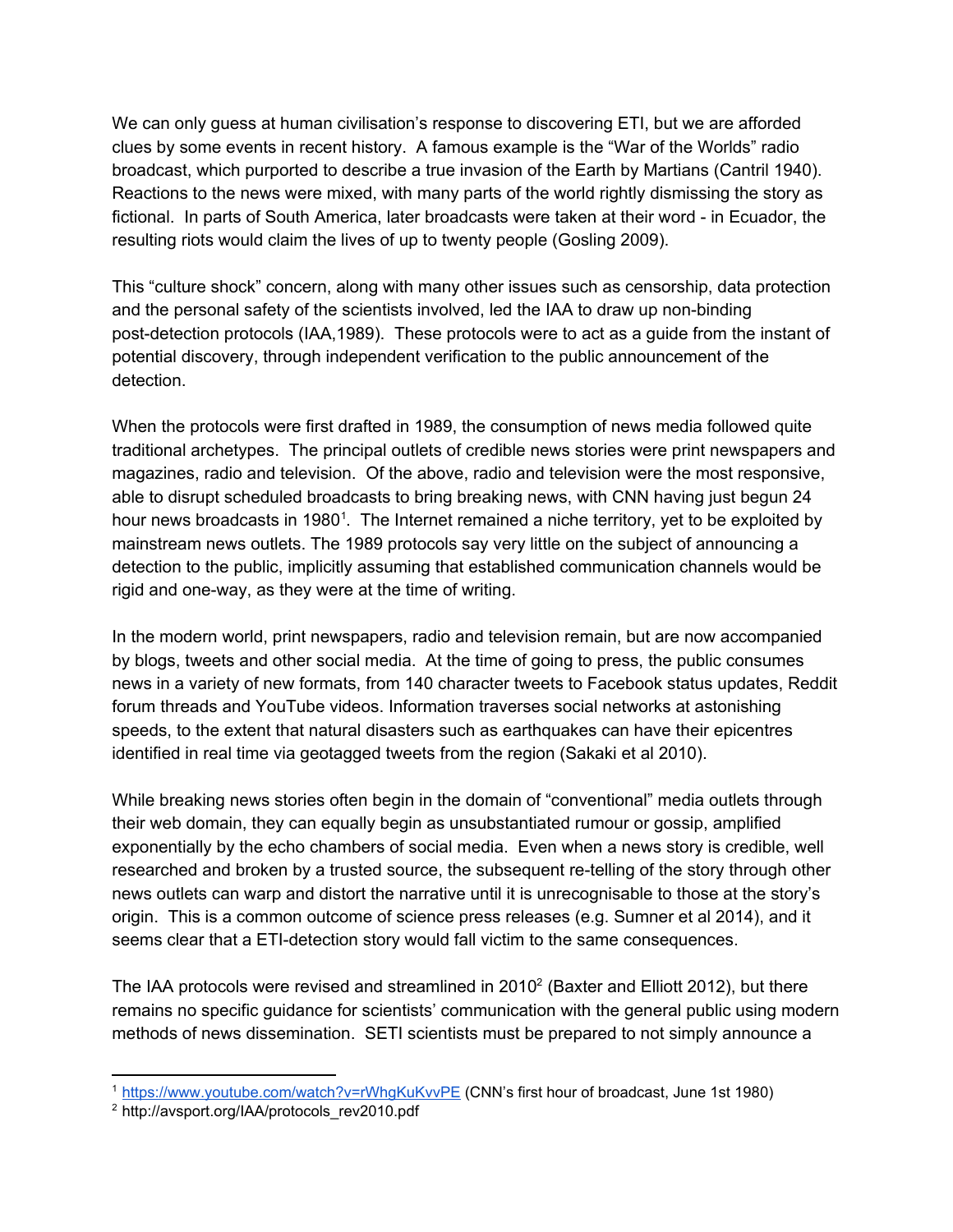We can only guess at human civilisation's response to discovering ETI, but we are afforded clues by some events in recent history. A famous example is the "War of the Worlds" radio broadcast, which purported to describe a true invasion of the Earth by Martians (Cantril 1940). Reactions to the news were mixed, with many parts of the world rightly dismissing the story as fictional. In parts of South America, later broadcasts were taken at their word - in Ecuador, the resulting riots would claim the lives of up to twenty people (Gosling 2009).

This "culture shock" concern, along with many other issues such as censorship, data protection and the personal safety of the scientists involved, led the IAA to draw up non-binding post-detection protocols (IAA,1989). These protocols were to act as a guide from the instant of potential discovery, through independent verification to the public announcement of the detection.

When the protocols were first drafted in 1989, the consumption of news media followed quite traditional archetypes. The principal outlets of credible news stories were print newspapers and magazines, radio and television. Of the above, radio and television were the most responsive, able to disrupt scheduled broadcasts to bring breaking news, with CNN having just begun 24 hour news broadcasts in 1980[1]. The Internet remained a niche territory, yet to be exploited by mainstream news outlets. The 1989 protocols say very little on the subject of announcing a detection to the public, implicitly assuming that established communication channels would be rigid and one-way, as they were at the time of writing.

In the modern world, print newspapers, radio and television remain, but are now accompanied by blogs, tweets and other social media. At the time of going to press, the public consumes news in a variety of new formats, from 140 character tweets to Facebook status updates, Reddit forum threads and YouTube videos. Information traverses social networks at astonishing speeds, to the extent that natural disasters such as earthquakes can have their epicentres identified in real time via geotagged tweets from the region (Sakaki et al 2010).

While breaking news stories often begin in the domain of "conventional" media outlets through their web domain, they can equally begin as unsubstantiated rumour or gossip, amplified exponentially by the echo chambers of social media. Even when a news story is credible, well researched and broken by a trusted source, the subsequent re-telling of the story through other news outlets can warp and distort the narrative until it is unrecognisable to those at the story's origin. This is a common outcome of science press releases (e.g. Sumner et al 2014), and it seems clear that a ETI-detection story would fall victim to the same consequences.

The IAA protocols were revised and streamlined in 2010[2] (Baxter and Elliott 2012), but there remains no specific guidance for scientists' communication with the general public using modern methods of news dissemination. SETI scientists must be prepared to not simply announce a

[1] https://www.youtube.com/watch?v=rWhgKuKvvPE (CNN's first hour of broadcast, June 1st 1980)

[2] http://avsport.org/IAA/protocols_rev2010.pdf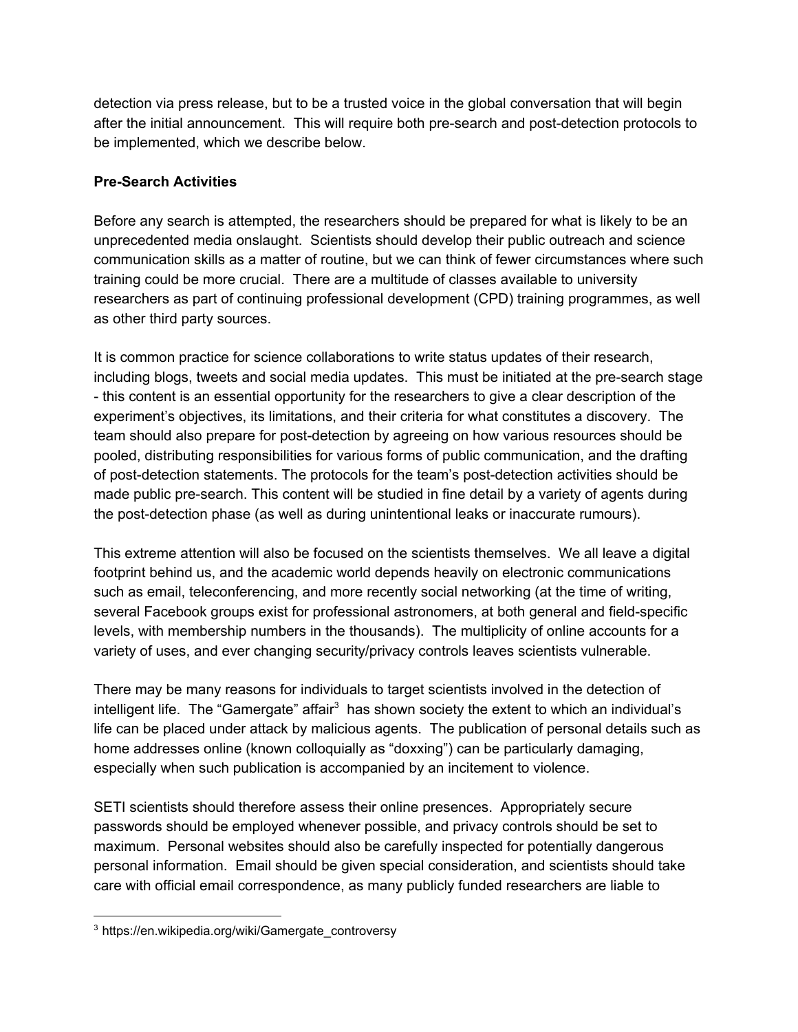detection via press release, but to be a trusted voice in the global conversation that will begin after the initial announcement. This will require both pre-search and post-detection protocols to be implemented, which we describe below.

**Pre-Search Activities**

Before any search is attempted, the researchers should be prepared for what is likely to be an unprecedented media onslaught. Scientists should develop their public outreach and science communication skills as a matter of routine, but we can think of fewer circumstances where such training could be more crucial. There are a multitude of classes available to university researchers as part of continuing professional development (CPD) training programmes, as well as other third party sources.

It is common practice for science collaborations to write status updates of their research, including blogs, tweets and social media updates. This must be initiated at the pre-search stage - this content is an essential opportunity for the researchers to give a clear description of the experiment's objectives, its limitations, and their criteria for what constitutes a discovery. The team should also prepare for post-detection by agreeing on how various resources should be pooled, distributing responsibilities for various forms of public communication, and the drafting of post-detection statements. The protocols for the team's post-detection activities should be made public pre-search. This content will be studied in fine detail by a variety of agents during the post-detection phase (as well as during unintentional leaks or inaccurate rumours).

This extreme attention will also be focused on the scientists themselves. We all leave a digital footprint behind us, and the academic world depends heavily on electronic communications such as email, teleconferencing, and more recently social networking (at the time of writing, several Facebook groups exist for professional astronomers, at both general and field-specific levels, with membership numbers in the thousands). The multiplicity of online accounts for a variety of uses, and ever changing security/privacy controls leaves scientists vulnerable.

There may be many reasons for individuals to target scientists involved in the detection of intelligent life. The "Gamergate" affair[3] has shown society the extent to which an individual's life can be placed under attack by malicious agents. The publication of personal details such as home addresses online (known colloquially as "doxxing") can be particularly damaging, especially when such publication is accompanied by an incitement to violence.

SETI scientists should therefore assess their online presences. Appropriately secure passwords should be employed whenever possible, and privacy controls should be set to maximum. Personal websites should also be carefully inspected for potentially dangerous personal information. Email should be given special consideration, and scientists should take care with official email correspondence, as many publicly funded researchers are liable to

[3] https://en.wikipedia.org/wiki/Gamergate_controversy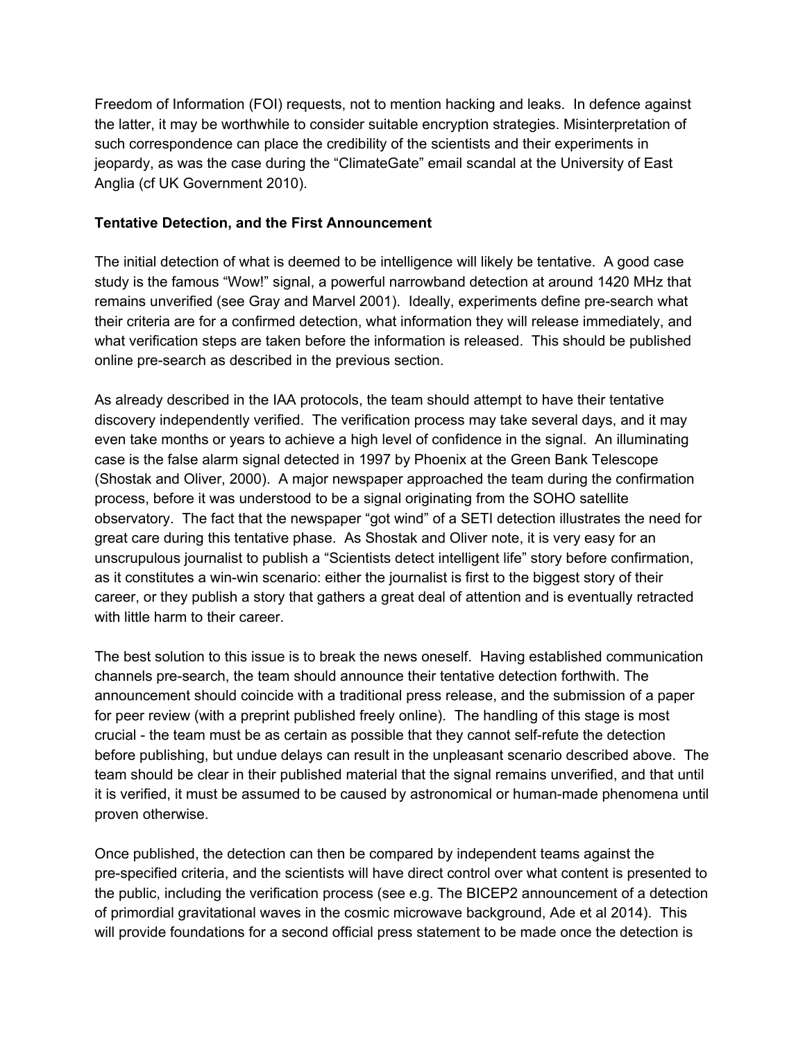Freedom of Information (FOI) requests, not to mention hacking and leaks. In defence against the latter, it may be worthwhile to consider suitable encryption strategies. Misinterpretation of such correspondence can place the credibility of the scientists and their experiments in jeopardy, as was the case during the "ClimateGate" email scandal at the University of East Anglia (cf UK Government 2010).

**Tentative Detection, and the First Announcement**

The initial detection of what is deemed to be intelligence will likely be tentative. A good case study is the famous "Wow!" signal, a powerful narrowband detection at around 1420 MHz that remains unverified (see Gray and Marvel 2001). Ideally, experiments define pre-search what their criteria are for a confirmed detection, what information they will release immediately, and what verification steps are taken before the information is released. This should be published online pre-search as described in the previous section.

As already described in the IAA protocols, the team should attempt to have their tentative discovery independently verified. The verification process may take several days, and it may even take months or years to achieve a high level of confidence in the signal. An illuminating case is the false alarm signal detected in 1997 by Phoenix at the Green Bank Telescope (Shostak and Oliver, 2000). A major newspaper approached the team during the confirmation process, before it was understood to be a signal originating from the SOHO satellite observatory. The fact that the newspaper "got wind" of a SETI detection illustrates the need for great care during this tentative phase. As Shostak and Oliver note, it is very easy for an unscrupulous journalist to publish a "Scientists detect intelligent life" story before confirmation, as it constitutes a win-win scenario: either the journalist is first to the biggest story of their career, or they publish a story that gathers a great deal of attention and is eventually retracted with little harm to their career.

The best solution to this issue is to break the news oneself. Having established communication channels pre-search, the team should announce their tentative detection forthwith. The announcement should coincide with a traditional press release, and the submission of a paper for peer review (with a preprint published freely online). The handling of this stage is most crucial - the team must be as certain as possible that they cannot self-refute the detection before publishing, but undue delays can result in the unpleasant scenario described above. The team should be clear in their published material that the signal remains unverified, and that until it is verified, it must be assumed to be caused by astronomical or human-made phenomena until proven otherwise.

Once published, the detection can then be compared by independent teams against the pre-specified criteria, and the scientists will have direct control over what content is presented to the public, including the verification process (see e.g. The BICEP2 announcement of a detection of primordial gravitational waves in the cosmic microwave background, Ade et al 2014). This will provide foundations for a second official press statement to be made once the detection is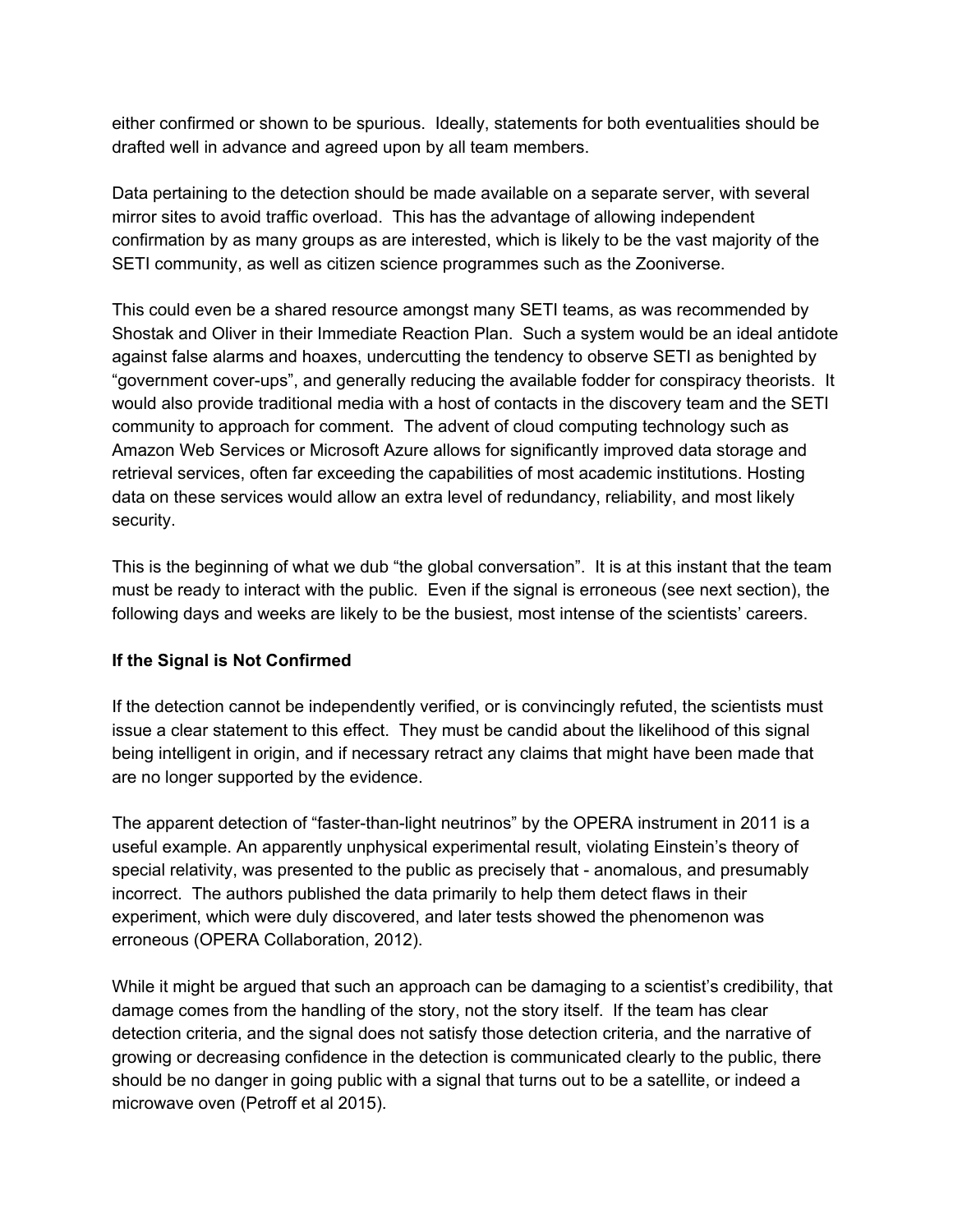either confirmed or shown to be spurious. Ideally, statements for both eventualities should be drafted well in advance and agreed upon by all team members.

Data pertaining to the detection should be made available on a separate server, with several mirror sites to avoid traffic overload. This has the advantage of allowing independent confirmation by as many groups as are interested, which is likely to be the vast majority of the SETI community, as well as citizen science programmes such as the Zooniverse.

This could even be a shared resource amongst many SETI teams, as was recommended by Shostak and Oliver in their Immediate Reaction Plan. Such a system would be an ideal antidote against false alarms and hoaxes, undercutting the tendency to observe SETI as benighted by "government cover-ups", and generally reducing the available fodder for conspiracy theorists. It would also provide traditional media with a host of contacts in the discovery team and the SETI community to approach for comment. The advent of cloud computing technology such as Amazon Web Services or Microsoft Azure allows for significantly improved data storage and retrieval services, often far exceeding the capabilities of most academic institutions. Hosting data on these services would allow an extra level of redundancy, reliability, and most likely security.

This is the beginning of what we dub "the global conversation". It is at this instant that the team must be ready to interact with the public. Even if the signal is erroneous (see next section), the following days and weeks are likely to be the busiest, most intense of the scientists' careers.

**If the Signal is Not Confirmed**

If the detection cannot be independently verified, or is convincingly refuted, the scientists must issue a clear statement to this effect. They must be candid about the likelihood of this signal being intelligent in origin, and if necessary retract any claims that might have been made that are no longer supported by the evidence.

The apparent detection of "faster-than-light neutrinos" by the OPERA instrument in 2011 is a useful example. An apparently unphysical experimental result, violating Einstein's theory of special relativity, was presented to the public as precisely that - anomalous, and presumably incorrect. The authors published the data primarily to help them detect flaws in their experiment, which were duly discovered, and later tests showed the phenomenon was erroneous (OPERA Collaboration, 2012).

While it might be argued that such an approach can be damaging to a scientist's credibility, that damage comes from the handling of the story, not the story itself. If the team has clear detection criteria, and the signal does not satisfy those detection criteria, and the narrative of growing or decreasing confidence in the detection is communicated clearly to the public, there should be no danger in going public with a signal that turns out to be a satellite, or indeed a microwave oven (Petroff et al 2015).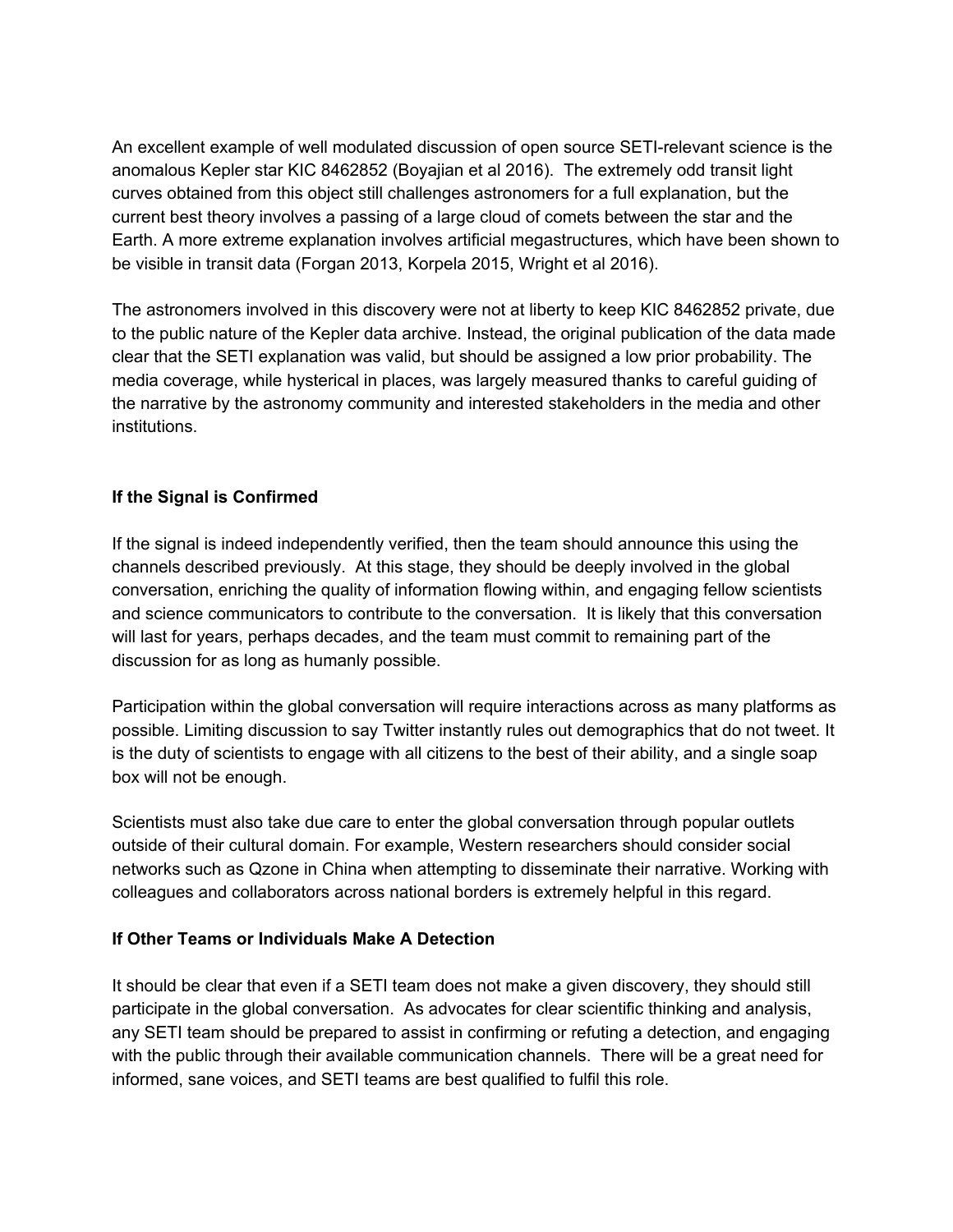An excellent example of well modulated discussion of open source SETI-relevant science is the anomalous Kepler star KIC 8462852 (Boyajian et al 2016). The extremely odd transit light curves obtained from this object still challenges astronomers for a full explanation, but the current best theory involves a passing of a large cloud of comets between the star and the Earth. A more extreme explanation involves artificial megastructures, which have been shown to be visible in transit data (Forgan 2013, Korpela 2015, Wright et al 2016).

The astronomers involved in this discovery were not at liberty to keep KIC 8462852 private, due to the public nature of the Kepler data archive. Instead, the original publication of the data made clear that the SETI explanation was valid, but should be assigned a low prior probability. The media coverage, while hysterical in places, was largely measured thanks to careful guiding of the narrative by the astronomy community and interested stakeholders in the media and other institutions.

**If the Signal is Confirmed**

If the signal is indeed independently verified, then the team should announce this using the channels described previously. At this stage, they should be deeply involved in the global conversation, enriching the quality of information flowing within, and engaging fellow scientists and science communicators to contribute to the conversation. It is likely that this conversation will last for years, perhaps decades, and the team must commit to remaining part of the discussion for as long as humanly possible.

Participation within the global conversation will require interactions across as many platforms as possible. Limiting discussion to say Twitter instantly rules out demographics that do not tweet. It is the duty of scientists to engage with all citizens to the best of their ability, and a single soap box will not be enough.

Scientists must also take due care to enter the global conversation through popular outlets outside of their cultural domain. For example, Western researchers should consider social networks such as Qzone in China when attempting to disseminate their narrative. Working with colleagues and collaborators across national borders is extremely helpful in this regard.

**If Other Teams or Individuals Make A Detection**

It should be clear that even if a SETI team does not make a given discovery, they should still participate in the global conversation. As advocates for clear scientific thinking and analysis, any SETI team should be prepared to assist in confirming or refuting a detection, and engaging with the public through their available communication channels. There will be a great need for informed, sane voices, and SETI teams are best qualified to fulfil this role.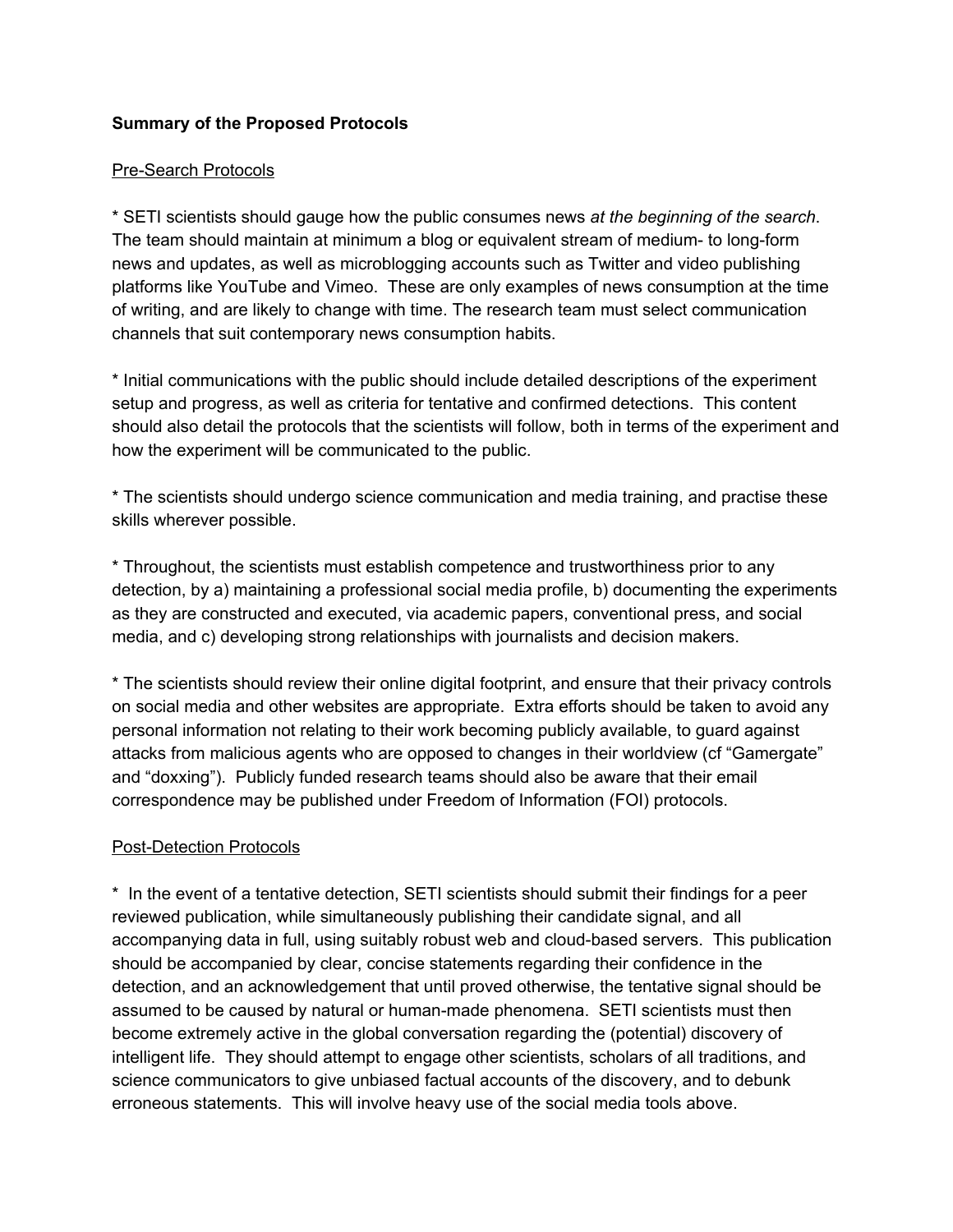**Summary of the Proposed Protocols**

Pre-Search Protocols

* SETI scientists should gauge how the public consumes news *at the beginning of the search*. The team should maintain at minimum a blog or equivalent stream of medium- to long-form news and updates, as well as microblogging accounts such as Twitter and video publishing platforms like YouTube and Vimeo. These are only examples of news consumption at the time of writing, and are likely to change with time. The research team must select communication channels that suit contemporary news consumption habits.

* Initial communications with the public should include detailed descriptions of the experiment setup and progress, as well as criteria for tentative and confirmed detections. This content should also detail the protocols that the scientists will follow, both in terms of the experiment and how the experiment will be communicated to the public.

* The scientists should undergo science communication and media training, and practise these skills wherever possible.

* Throughout, the scientists must establish competence and trustworthiness prior to any detection, by a) maintaining a professional social media profile, b) documenting the experiments as they are constructed and executed, via academic papers, conventional press, and social media, and c) developing strong relationships with journalists and decision makers.

* The scientists should review their online digital footprint, and ensure that their privacy controls on social media and other websites are appropriate. Extra efforts should be taken to avoid any personal information not relating to their work becoming publicly available, to guard against attacks from malicious agents who are opposed to changes in their worldview (cf "Gamergate" and "doxxing"). Publicly funded research teams should also be aware that their email correspondence may be published under Freedom of Information (FOI) protocols.

Post-Detection Protocols

* In the event of a tentative detection, SETI scientists should submit their findings for a peer reviewed publication, while simultaneously publishing their candidate signal, and all accompanying data in full, using suitably robust web and cloud-based servers. This publication should be accompanied by clear, concise statements regarding their confidence in the detection, and an acknowledgement that until proved otherwise, the tentative signal should be assumed to be caused by natural or human-made phenomena. SETI scientists must then become extremely active in the global conversation regarding the (potential) discovery of intelligent life. They should attempt to engage other scientists, scholars of all traditions, and science communicators to give unbiased factual accounts of the discovery, and to debunk erroneous statements. This will involve heavy use of the social media tools above.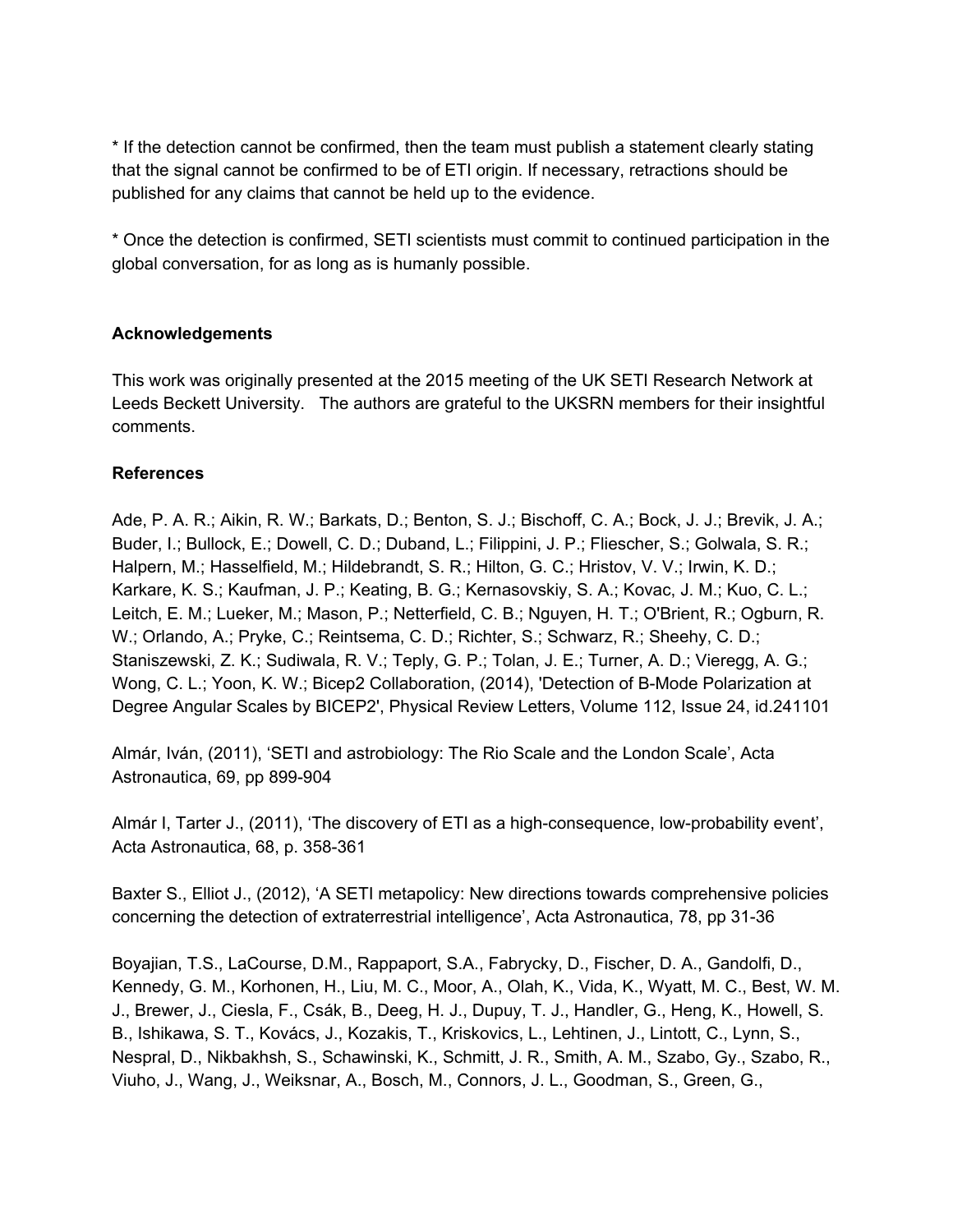* If the detection cannot be confirmed, then the team must publish a statement clearly stating that the signal cannot be confirmed to be of ETI origin. If necessary, retractions should be published for any claims that cannot be held up to the evidence.

* Once the detection is confirmed, SETI scientists must commit to continued participation in the global conversation, for as long as is humanly possible.

**Acknowledgements**

This work was originally presented at the 2015 meeting of the UK SETI Research Network at Leeds Beckett University. The authors are grateful to the UKSRN members for their insightful comments.

**References**

Ade, P. A. R.; Aikin, R. W.; Barkats, D.; Benton, S. J.; Bischoff, C. A.; Bock, J. J.; Brevik, J. A.; Buder, I.; Bullock, E.; Dowell, C. D.; Duband, L.; Filippini, J. P.; Fliescher, S.; Golwala, S. R.; Halpern, M.; Hasselfield, M.; Hildebrandt, S. R.; Hilton, G. C.; Hristov, V. V.; Irwin, K. D.; Karkare, K. S.; Kaufman, J. P.; Keating, B. G.; Kernasovskiy, S. A.; Kovac, J. M.; Kuo, C. L.; Leitch, E. M.; Lueker, M.; Mason, P.; Netterfield, C. B.; Nguyen, H. T.; O'Brient, R.; Ogburn, R. W.; Orlando, A.; Pryke, C.; Reintsema, C. D.; Richter, S.; Schwarz, R.; Sheehy, C. D.; Staniszewski, Z. K.; Sudiwala, R. V.; Teply, G. P.; Tolan, J. E.; Turner, A. D.; Vieregg, A. G.; Wong, C. L.; Yoon, K. W.; Bicep2 Collaboration, (2014), 'Detection of B-Mode Polarization at Degree Angular Scales by BICEP2', Physical Review Letters, Volume 112, Issue 24, id.241101

Almár, Iván, (2011), 'SETI and astrobiology: The Rio Scale and the London Scale', Acta Astronautica, 69, pp 899-904

Almár I, Tarter J., (2011), 'The discovery of ETI as a high-consequence, low-probability event', Acta Astronautica, 68, p. 358-361

Baxter S., Elliot J., (2012), 'A SETI metapolicy: New directions towards comprehensive policies concerning the detection of extraterrestrial intelligence', Acta Astronautica, 78, pp 31-36

Boyajian, T.S., LaCourse, D.M., Rappaport, S.A., Fabrycky, D., Fischer, D. A., Gandolfi, D., Kennedy, G. M., Korhonen, H., Liu, M. C., Moor, A., Olah, K., Vida, K., Wyatt, M. C., Best, W. M. J., Brewer, J., Ciesla, F., Csák, B., Deeg, H. J., Dupuy, T. J., Handler, G., Heng, K., Howell, S. B., Ishikawa, S. T., Kovács, J., Kozakis, T., Kriskovics, L., Lehtinen, J., Lintott, C., Lynn, S., Nespral, D., Nikbakhsh, S., Schawinski, K., Schmitt, J. R., Smith, A. M., Szabo, Gy., Szabo, R., Viuho, J., Wang, J., Weiksnar, A., Bosch, M., Connors, J. L., Goodman, S., Green, G.,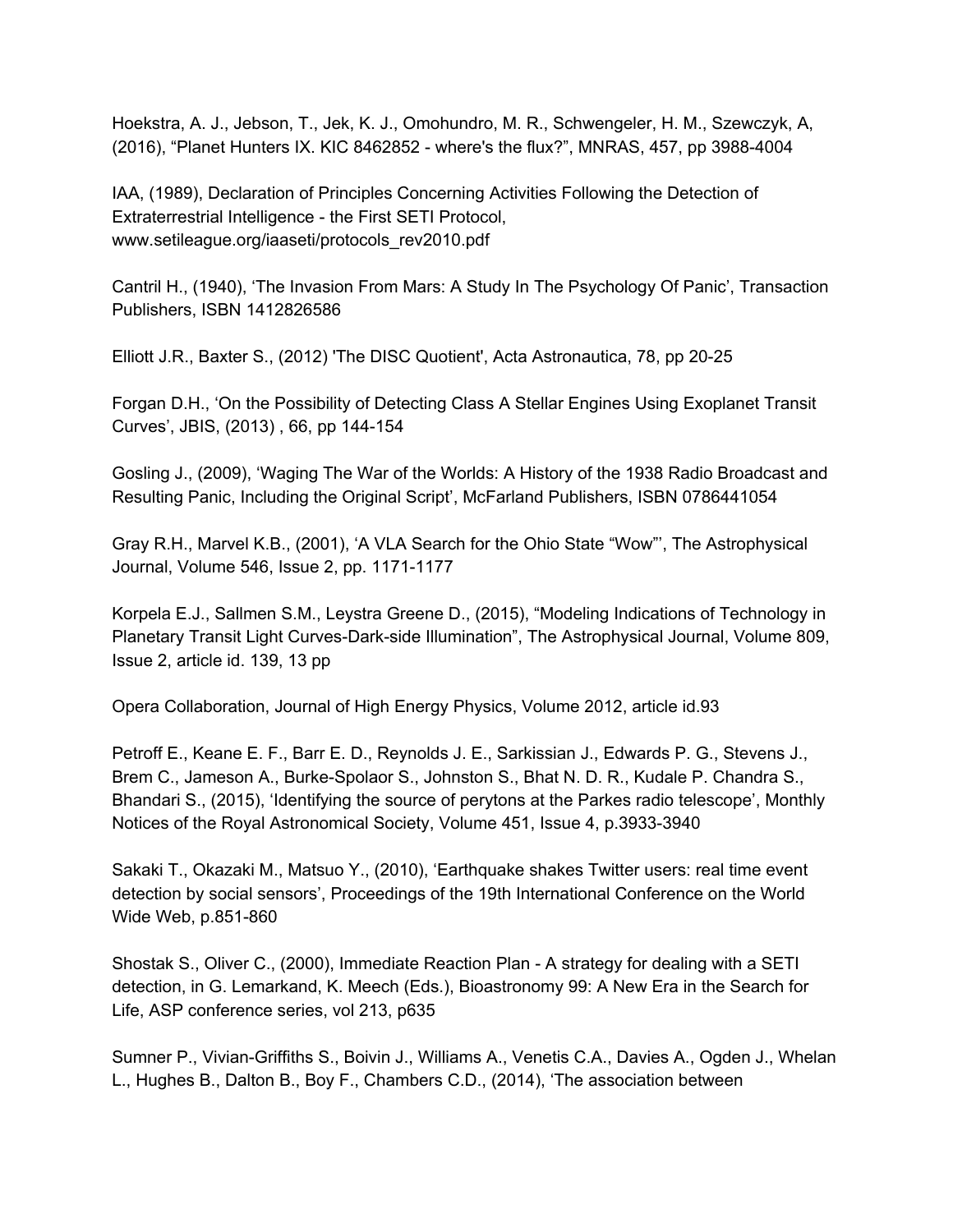Hoekstra, A. J., Jebson, T., Jek, K. J., Omohundro, M. R., Schwengeler, H. M., Szewczyk, A, (2016), "Planet Hunters IX. KIC 8462852 - where's the flux?", MNRAS, 457, pp 3988-4004

IAA, (1989), Declaration of Principles Concerning Activities Following the Detection of Extraterrestrial Intelligence - the First SETI Protocol, www.setileague.org/iaaseti/protocols_rev2010.pdf

Cantril H., (1940), 'The Invasion From Mars: A Study In The Psychology Of Panic', Transaction Publishers, ISBN 1412826586

Elliott J.R., Baxter S., (2012) 'The DISC Quotient', Acta Astronautica, 78, pp 20-25

Forgan D.H., 'On the Possibility of Detecting Class A Stellar Engines Using Exoplanet Transit Curves', JBIS, (2013) , 66, pp 144-154

Gosling J., (2009), 'Waging The War of the Worlds: A History of the 1938 Radio Broadcast and Resulting Panic, Including the Original Script', McFarland Publishers, ISBN 0786441054

Gray R.H., Marvel K.B., (2001), 'A VLA Search for the Ohio State "Wow"', The Astrophysical Journal, Volume 546, Issue 2, pp. 1171-1177

Korpela E.J., Sallmen S.M., Leystra Greene D., (2015), "Modeling Indications of Technology in Planetary Transit Light Curves-Dark-side Illumination", The Astrophysical Journal, Volume 809, Issue 2, article id. 139, 13 pp

Opera Collaboration, Journal of High Energy Physics, Volume 2012, article id.93

Petroff E., Keane E. F., Barr E. D., Reynolds J. E., Sarkissian J., Edwards P. G., Stevens J., Brem C., Jameson A., Burke-Spolaor S., Johnston S., Bhat N. D. R., Kudale P. Chandra S., Bhandari S., (2015), 'Identifying the source of perytons at the Parkes radio telescope', Monthly Notices of the Royal Astronomical Society, Volume 451, Issue 4, p.3933-3940

Sakaki T., Okazaki M., Matsuo Y., (2010), 'Earthquake shakes Twitter users: real time event detection by social sensors', Proceedings of the 19th International Conference on the World Wide Web, p.851-860

Shostak S., Oliver C., (2000), Immediate Reaction Plan - A strategy for dealing with a SETI detection, in G. Lemarkand, K. Meech (Eds.), Bioastronomy 99: A New Era in the Search for Life, ASP conference series, vol 213, p635

Sumner P., Vivian-Griffiths S., Boivin J., Williams A., Venetis C.A., Davies A., Ogden J., Whelan L., Hughes B., Dalton B., Boy F., Chambers C.D., (2014), 'The association between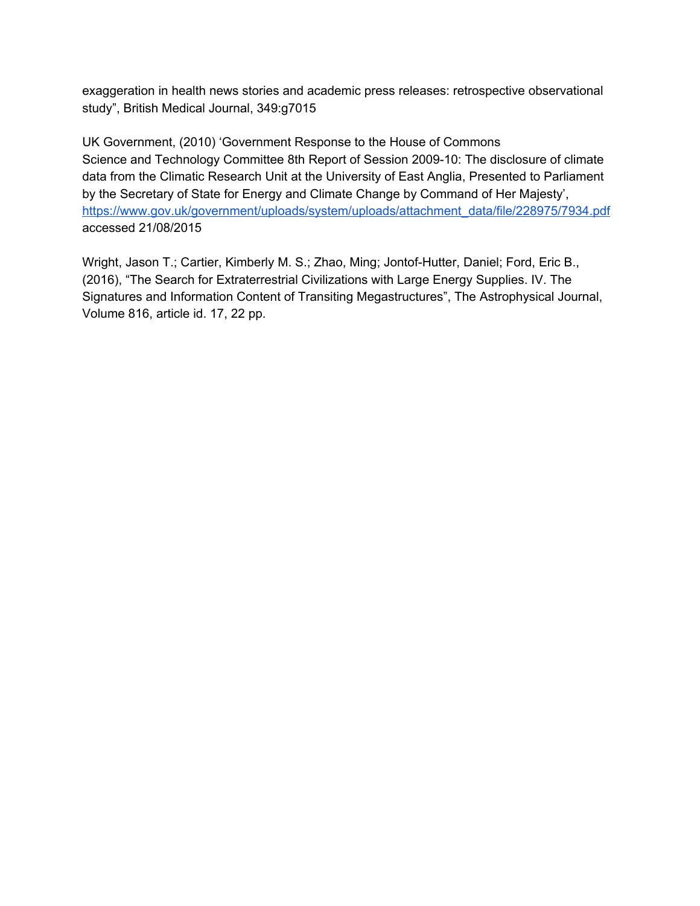exaggeration in health news stories and academic press releases: retrospective observational study", British Medical Journal, 349:g7015

UK Government, (2010) 'Government Response to the House of Commons Science and Technology Committee 8th Report of Session 2009-10: The disclosure of climate data from the Climatic Research Unit at the University of East Anglia, Presented to Parliament by the Secretary of State for Energy and Climate Change by Command of Her Majesty', https://www.gov.uk/government/uploads/system/uploads/attachment_data/file/228975/7934.pdf accessed 21/08/2015

Wright, Jason T.; Cartier, Kimberly M. S.; Zhao, Ming; Jontof-Hutter, Daniel; Ford, Eric B., (2016), "The Search for Extraterrestrial Civilizations with Large Energy Supplies. IV. The Signatures and Information Content of Transiting Megastructures", The Astrophysical Journal, Volume 816, article id. 17, 22 pp.